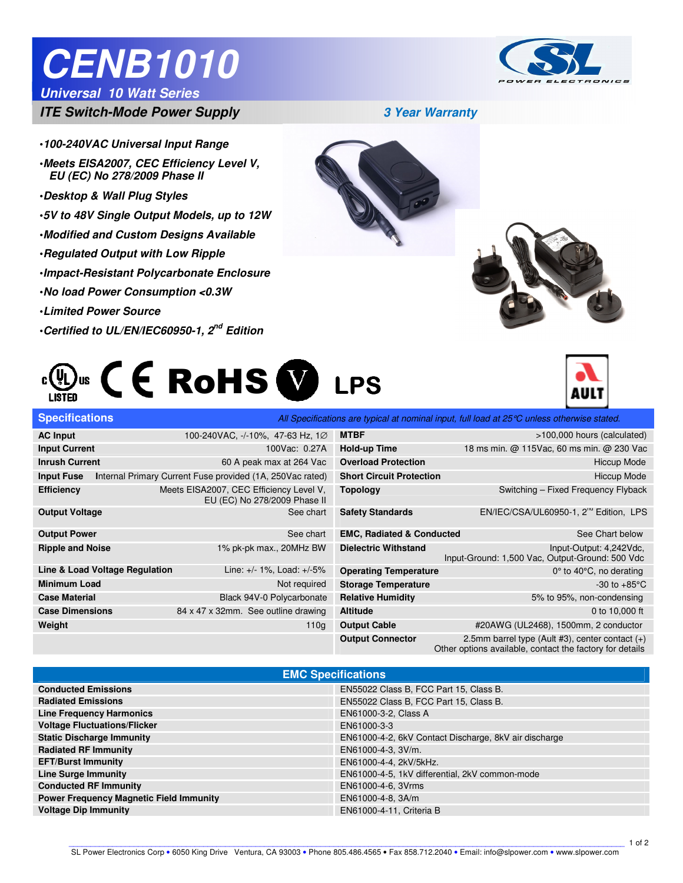# CENB1010

## Universal 10 Watt Series

### ITE Switch-Mode Power Supply

***3 Year Warranty***

- *100-240VAC Universal Input Range*
- *Meets EISA2007, CEC Efficiency Level V, EU (EC) No 278/2009 Phase II*
- *Desktop & Wall Plug Styles*
- *5V to 48V Single Output Models, up to 12W*
- *Modified and Custom Designs Available*
- *Regulated Output with Low Ripple*
- *Impact-Resistant Polycarbonate Enclosure*
- *No load Power Consumption <0.3W*
- *Limited Power Source*
- *Certified to UL/EN/IEC60950-1, 2nd Edition*

## Specifications

*All Specifications are typical at nominal input, full load at 25°C unless otherwise stated.*

| | | | |
|---|---|---|---|
| **AC Input** | 100-240VAC, -/-10%, 47-63 Hz, 1∅ | **MTBF** | >100,000 hours (calculated) |
| **Input Current** | 100Vac: 0.27A | **Hold-up Time** | 18 ms min. @ 115Vac, 60 ms min. @ 230 Vac |
| **Inrush Current** | 60 A peak max at 264 Vac | **Overload Protection** | Hiccup Mode |
| **Input Fuse** | Internal Primary Current Fuse provided (1A, 250Vac rated) | **Short Circuit Protection** | Hiccup Mode |
| **Efficiency** | Meets EISA2007, CEC Efficiency Level V, EU (EC) No 278/2009 Phase II | **Topology** | Switching – Fixed Frequency Flyback |
| **Output Voltage** | See chart | **Safety Standards** | EN/IEC/CSA/UL60950-1, 2nd Edition, LPS |
| **Output Power** | See chart | **EMC, Radiated & Conducted** | See Chart below |
| **Ripple and Noise** | 1% pk-pk max., 20MHz BW | **Dielectric Withstand** | Input-Output: 4,242Vdc, Input-Ground: 1,500 Vac, Output-Ground: 500 Vdc |
| **Line & Load Voltage Regulation** | Line: +/- 1%, Load: +/-5% | **Operating Temperature** | 0° to 40°C, no derating |
| **Minimum Load** | Not required | **Storage Temperature** | -30 to +85°C |
| **Case Material** | Black 94V-0 Polycarbonate | **Relative Humidity** | 5% to 95%, non-condensing |
| **Case Dimensions** | 84 x 47 x 32mm. See outline drawing | **Altitude** | 0 to 10,000 ft |
| **Weight** | 110g | **Output Cable** | #20AWG (UL2468), 1500mm, 2 conductor |
| | | **Output Connector** | 2.5mm barrel type (Ault #3), center contact (+) Other options available, contact the factory for details |

## EMC Specifications

| | |
|---|---|
| **Conducted Emissions** | EN55022 Class B, FCC Part 15, Class B. |
| **Radiated Emissions** | EN55022 Class B, FCC Part 15, Class B. |
| **Line Frequency Harmonics** | EN61000-3-2, Class A |
| **Voltage Fluctuations/Flicker** | EN61000-3-3 |
| **Static Discharge Immunity** | EN61000-4-2, 6kV Contact Discharge, 8kV air discharge |
| **Radiated RF Immunity** | EN61000-4-3, 3V/m. |
| **EFT/Burst Immunity** | EN61000-4-4, 2kV/5kHz. |
| **Line Surge Immunity** | EN61000-4-5, 1kV differential, 2kV common-mode |
| **Conducted RF Immunity** | EN61000-4-6, 3Vrms |
| **Power Frequency Magnetic Field Immunity** | EN61000-4-8, 3A/m |
| **Voltage Dip Immunity** | EN61000-4-11, Criteria B |

SL Power Electronics Corp • 6050 King Drive Ventura, CA 93003 • Phone 805.486.4565 • Fax 858.712.2040 • Email: info@slpower.com • www.slpower.com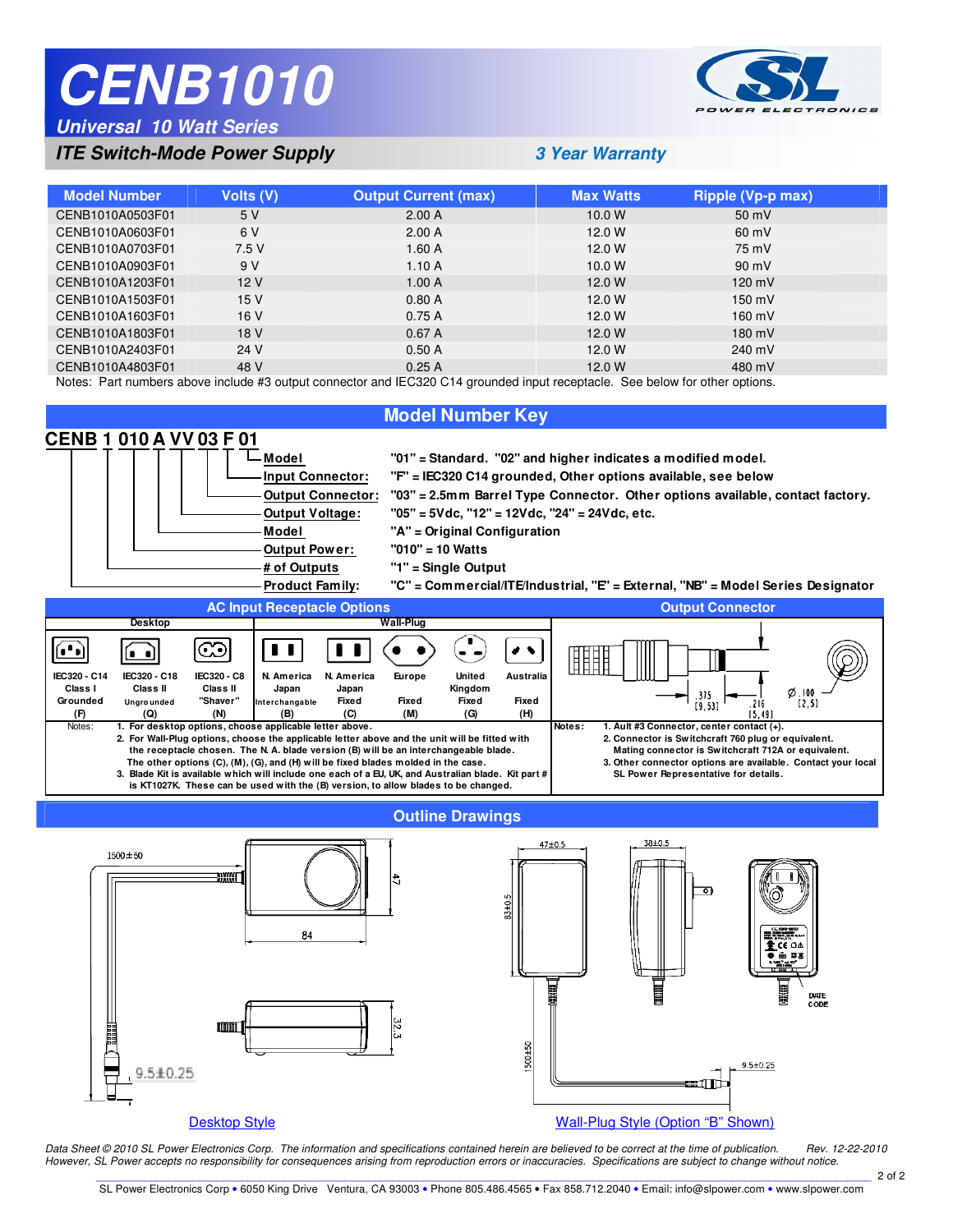# CENB1010

*Universal 10 Watt Series*

*ITE Switch-Mode Power Supply*

*3 Year Warranty*

| Model Number | Volts (V) | Output Current (max) | Max Watts | Ripple (Vp-p max) |
|---|---|---|---|---|
| CENB1010A0503F01 | 5 V | 2.00 A | 10.0 W | 50 mV |
| CENB1010A0603F01 | 6 V | 2.00 A | 12.0 W | 60 mV |
| CENB1010A0703F01 | 7.5 V | 1.60 A | 12.0 W | 75 mV |
| CENB1010A0903F01 | 9 V | 1.10 A | 10.0 W | 90 mV |
| CENB1010A1203F01 | 12 V | 1.00 A | 12.0 W | 120 mV |
| CENB1010A1503F01 | 15 V | 0.80 A | 12.0 W | 150 mV |
| CENB1010A1603F01 | 16 V | 0.75 A | 12.0 W | 160 mV |
| CENB1010A1803F01 | 18 V | 0.67 A | 12.0 W | 180 mV |
| CENB1010A2403F01 | 24 V | 0.50 A | 12.0 W | 240 mV |
| CENB1010A4803F01 | 48 V | 0.25 A | 12.0 W | 480 mV |

Notes: Part numbers above include #3 output connector and IEC320 C14 grounded input receptacle. See below for other options.

## Model Number Key

**CENB 1 010 A VV 03 F 01**

- **Model**: "01" = Standard. "02" and higher indicates a modified model.
- **Input Connector:** "F" = IEC320 C14 grounded, Other options available, see below
- **Output Connector:** "03" = 2.5mm Barrel Type Connector. Other options available, contact factory.
- **Output Voltage:** "05" = 5Vdc, "12" = 12Vdc, "24" = 24Vdc, etc.
- **Model**: "A" = Original Configuration
- **Output Power:** "010" = 10 Watts
- **# of Outputs**: "1" = Single Output
- **Product Family:** "C" = Commercial/ITE/Industrial, "E" = External, "NB" = Model Series Designator

## AC Input Receptacle Options

| Desktop | | | Wall-Plug | | | | | |
|---|---|---|---|---|---|---|---|---|
| IEC320 - C14 Class I Grounded (F) | IEC320 - C18 Class II Ungrounded (Q) | IEC320 - C8 Class II "Shaver" (N) | N. America Japan Interchangable (B) | N. America Japan Fixed (C) | Europe Fixed (M) | United Kingdom Fixed (G) | Australia Fixed (H) |

Notes:
1. For desktop options, choose applicable letter above.
2. For Wall-Plug options, choose the applicable letter above and the unit will be fitted with the receptacle chosen. The N. A. blade version (B) will be an interchangeable blade. The other options (C), (M), (G), and (H) will be fixed blades molded in the case.
3. Blade Kit is available which will include one each of a EU, UK, and Australian blade. Kit part # is KT1027K. These can be used with the (B) version, to allow blades to be changed.

## Output Connector

.375 [9,53]
.216 [5,49]
Ø .100 [2,5]

Notes:
1. Ault #3 Connector, center contact (+).
2. Connector is Switchcraft 760 plug or equivalent. Mating connector is Switchcraft 712A or equivalent.
3. Other connector options are available. Contact your local SL Power Representative for details.

## Outline Drawings

1500±50
84
47
32.3
9.5±0.25

Desktop Style

47±0.5
38±0.5
83±0.5
1500±50
9.5±0.25
DATE CODE

Wall-Plug Style (Option "B" Shown)

*Data Sheet © 2010 SL Power Electronics Corp. The information and specifications contained herein are believed to be correct at the time of publication. Rev. 12-22-2010 However, SL Power accepts no responsibility for consequences arising from reproduction errors or inaccuracies. Specifications are subject to change without notice.*

SL Power Electronics Corp • 6050 King Drive Ventura, CA 93003 • Phone 805.486.4565 • Fax 858.712.2040 • Email: info@slpower.com • www.slpower.com